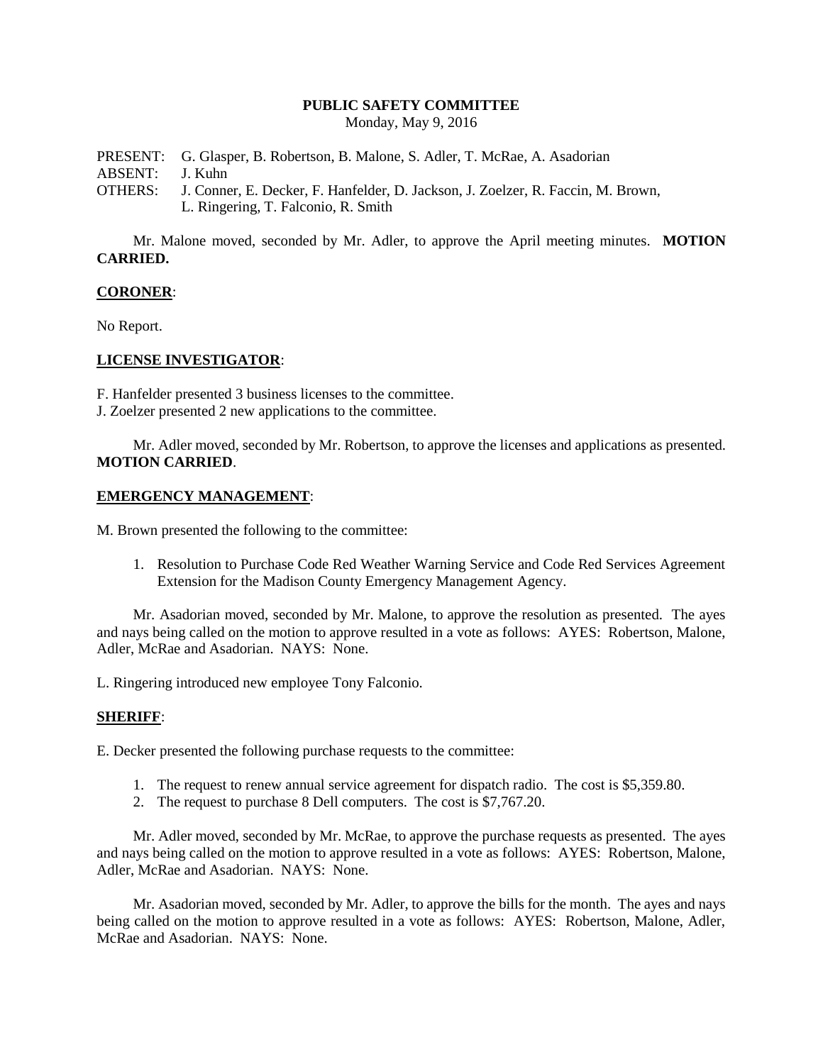**PUBLIC SAFETY COMMITTEE**
Monday, May 9, 2016

PRESENT: G. Glasper, B. Robertson, B. Malone, S. Adler, T. McRae, A. Asadorian
ABSENT: J. Kuhn
OTHERS: J. Conner, E. Decker, F. Hanfelder, D. Jackson, J. Zoelzer, R. Faccin, M. Brown, L. Ringering, T. Falconio, R. Smith

Mr. Malone moved, seconded by Mr. Adler, to approve the April meeting minutes. **MOTION CARRIED.**

**CORONER**:

No Report.

**LICENSE INVESTIGATOR**:

F. Hanfelder presented 3 business licenses to the committee.
J. Zoelzer presented 2 new applications to the committee.

Mr. Adler moved, seconded by Mr. Robertson, to approve the licenses and applications as presented. **MOTION CARRIED**.

**EMERGENCY MANAGEMENT**:

M. Brown presented the following to the committee:

1. Resolution to Purchase Code Red Weather Warning Service and Code Red Services Agreement Extension for the Madison County Emergency Management Agency.

Mr. Asadorian moved, seconded by Mr. Malone, to approve the resolution as presented. The ayes and nays being called on the motion to approve resulted in a vote as follows: AYES: Robertson, Malone, Adler, McRae and Asadorian. NAYS: None.

L. Ringering introduced new employee Tony Falconio.

**SHERIFF**:

E. Decker presented the following purchase requests to the committee:

1. The request to renew annual service agreement for dispatch radio. The cost is $5,359.80.
2. The request to purchase 8 Dell computers. The cost is $7,767.20.

Mr. Adler moved, seconded by Mr. McRae, to approve the purchase requests as presented. The ayes and nays being called on the motion to approve resulted in a vote as follows: AYES: Robertson, Malone, Adler, McRae and Asadorian. NAYS: None.

Mr. Asadorian moved, seconded by Mr. Adler, to approve the bills for the month. The ayes and nays being called on the motion to approve resulted in a vote as follows: AYES: Robertson, Malone, Adler, McRae and Asadorian. NAYS: None.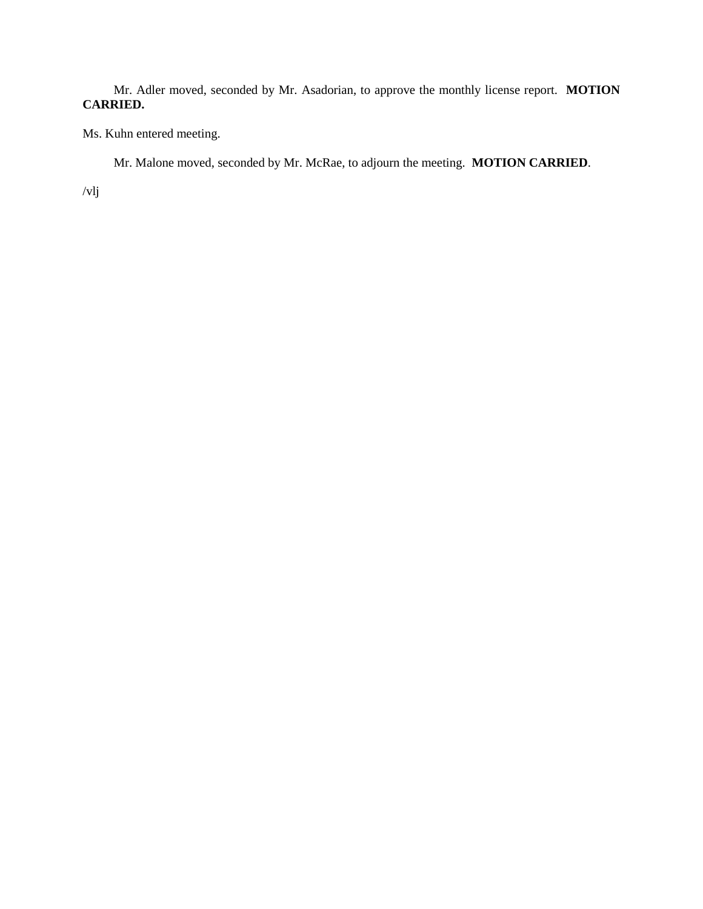Mr. Adler moved, seconded by Mr. Asadorian, to approve the monthly license report. **MOTION CARRIED.**

Ms. Kuhn entered meeting.

Mr. Malone moved, seconded by Mr. McRae, to adjourn the meeting. **MOTION CARRIED**.

/vlj